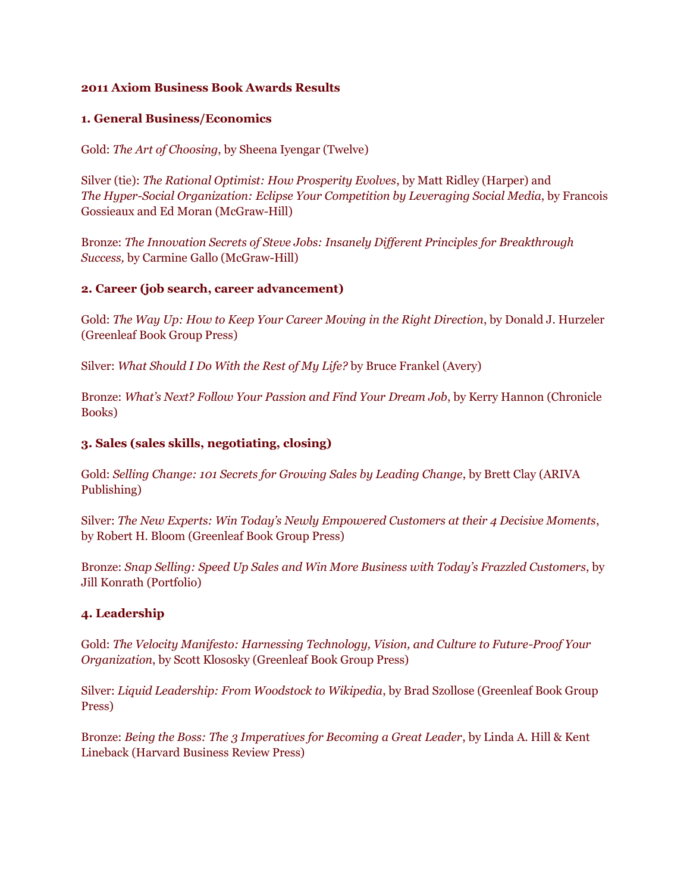# 2011 Axiom Business Book Awards Results

## 1. General Business/Economics

Gold: *The Art of Choosing*, by Sheena Iyengar (Twelve)

Silver (tie): *The Rational Optimist: How Prosperity Evolves*, by Matt Ridley (Harper) and *The Hyper-Social Organization: Eclipse Your Competition by Leveraging Social Media*, by Francois Gossieaux and Ed Moran (McGraw-Hill)

Bronze: *The Innovation Secrets of Steve Jobs: Insanely Different Principles for Breakthrough Success,* by Carmine Gallo (McGraw-Hill)

## 2. Career (job search, career advancement)

Gold: *The Way Up: How to Keep Your Career Moving in the Right Direction*, by Donald J. Hurzeler (Greenleaf Book Group Press)

Silver: *What Should I Do With the Rest of My Life?* by Bruce Frankel (Avery)

Bronze: *What's Next? Follow Your Passion and Find Your Dream Job*, by Kerry Hannon (Chronicle Books)

## 3. Sales (sales skills, negotiating, closing)

Gold: *Selling Change: 101 Secrets for Growing Sales by Leading Change*, by Brett Clay (ARIVA Publishing)

Silver: *The New Experts: Win Today's Newly Empowered Customers at their 4 Decisive Moments*, by Robert H. Bloom (Greenleaf Book Group Press)

Bronze: *Snap Selling: Speed Up Sales and Win More Business with Today's Frazzled Customers*, by Jill Konrath (Portfolio)

## 4. Leadership

Gold: *The Velocity Manifesto: Harnessing Technology, Vision, and Culture to Future-Proof Your Organization*, by Scott Klososky (Greenleaf Book Group Press)

Silver: *Liquid Leadership: From Woodstock to Wikipedia*, by Brad Szollose (Greenleaf Book Group Press)

Bronze: *Being the Boss: The 3 Imperatives for Becoming a Great Leader*, by Linda A. Hill & Kent Lineback (Harvard Business Review Press)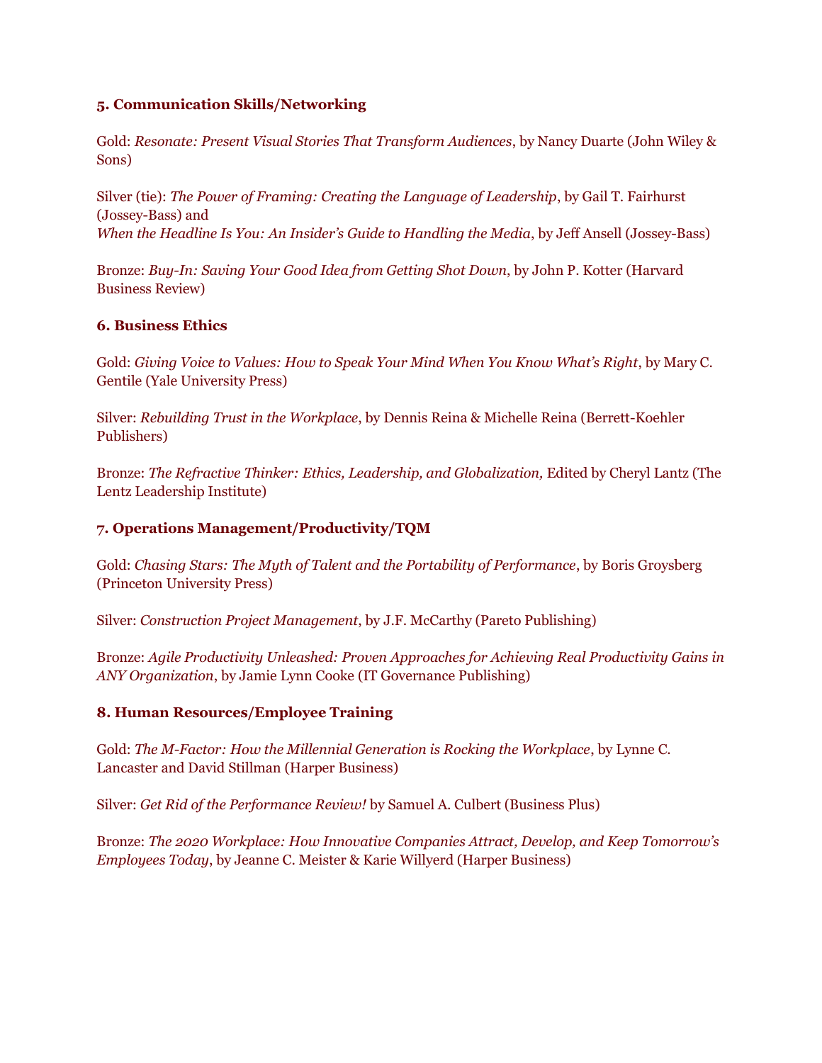**5. Communication Skills/Networking**

Gold: *Resonate: Present Visual Stories That Transform Audiences*, by Nancy Duarte (John Wiley & Sons)

Silver (tie): *The Power of Framing: Creating the Language of Leadership*, by Gail T. Fairhurst (Jossey-Bass) and
*When the Headline Is You: An Insider's Guide to Handling the Media*, by Jeff Ansell (Jossey-Bass)

Bronze: *Buy-In: Saving Your Good Idea from Getting Shot Down*, by John P. Kotter (Harvard Business Review)

**6. Business Ethics**

Gold: *Giving Voice to Values: How to Speak Your Mind When You Know What's Right*, by Mary C. Gentile (Yale University Press)

Silver: *Rebuilding Trust in the Workplace*, by Dennis Reina & Michelle Reina (Berrett-Koehler Publishers)

Bronze: *The Refractive Thinker: Ethics, Leadership, and Globalization,* Edited by Cheryl Lantz (The Lentz Leadership Institute)

**7. Operations Management/Productivity/TQM**

Gold: *Chasing Stars: The Myth of Talent and the Portability of Performance*, by Boris Groysberg (Princeton University Press)

Silver: *Construction Project Management*, by J.F. McCarthy (Pareto Publishing)

Bronze: *Agile Productivity Unleashed: Proven Approaches for Achieving Real Productivity Gains in ANY Organization*, by Jamie Lynn Cooke (IT Governance Publishing)

**8. Human Resources/Employee Training**

Gold: *The M-Factor: How the Millennial Generation is Rocking the Workplace*, by Lynne C. Lancaster and David Stillman (Harper Business)

Silver: *Get Rid of the Performance Review!* by Samuel A. Culbert (Business Plus)

Bronze: *The 2020 Workplace: How Innovative Companies Attract, Develop, and Keep Tomorrow's Employees Today*, by Jeanne C. Meister & Karie Willyerd (Harper Business)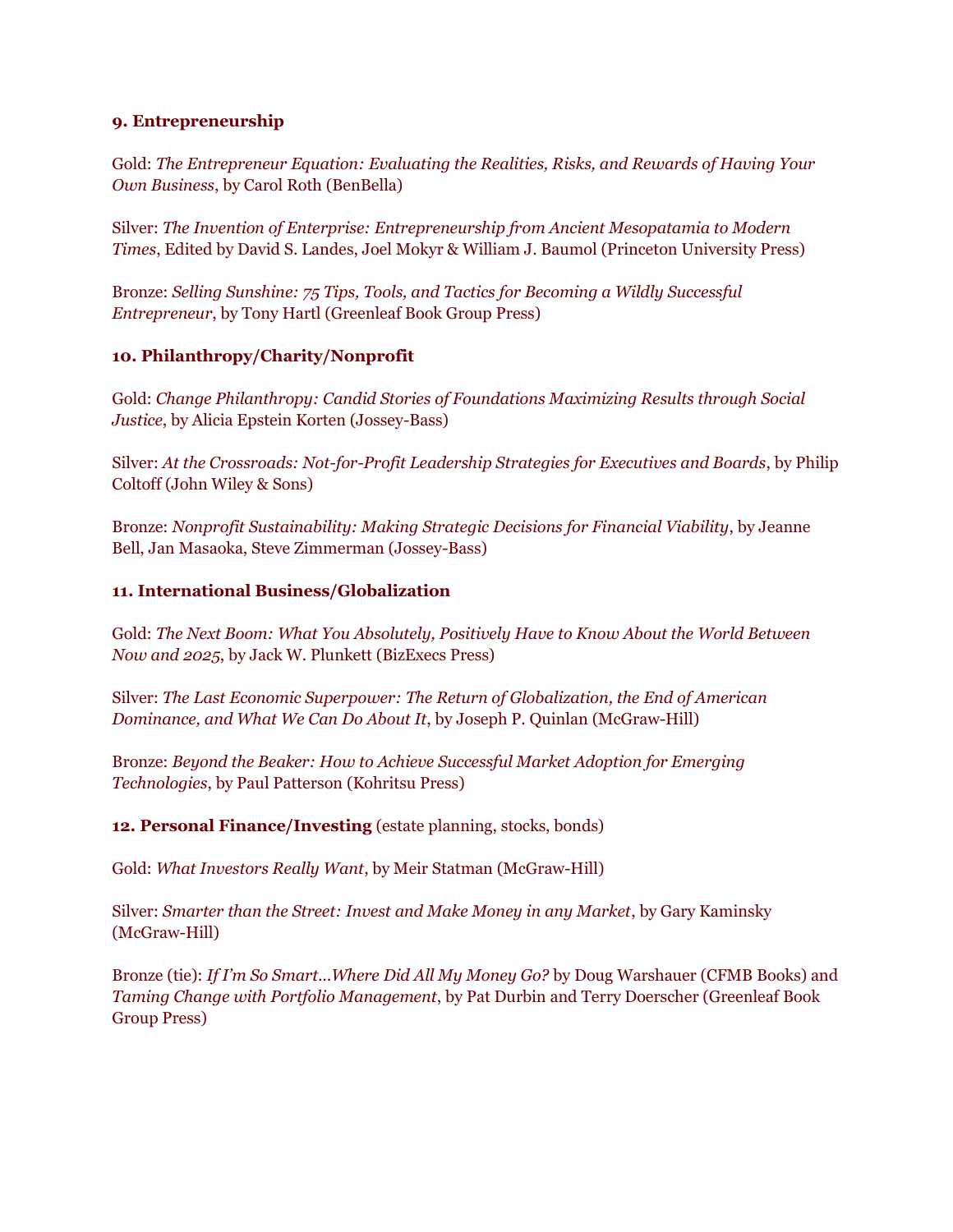### 9. Entrepreneurship

Gold: *The Entrepreneur Equation: Evaluating the Realities, Risks, and Rewards of Having Your Own Business*, by Carol Roth (BenBella)

Silver: *The Invention of Enterprise: Entrepreneurship from Ancient Mesopatamia to Modern Times*, Edited by David S. Landes, Joel Mokyr & William J. Baumol (Princeton University Press)

Bronze: *Selling Sunshine: 75 Tips, Tools, and Tactics for Becoming a Wildly Successful Entrepreneur*, by Tony Hartl (Greenleaf Book Group Press)

### 10. Philanthropy/Charity/Nonprofit

Gold: *Change Philanthropy: Candid Stories of Foundations Maximizing Results through Social Justice*, by Alicia Epstein Korten (Jossey-Bass)

Silver: *At the Crossroads: Not-for-Profit Leadership Strategies for Executives and Boards*, by Philip Coltoff (John Wiley & Sons)

Bronze: *Nonprofit Sustainability: Making Strategic Decisions for Financial Viability*, by Jeanne Bell, Jan Masaoka, Steve Zimmerman (Jossey-Bass)

### 11. International Business/Globalization

Gold: *The Next Boom: What You Absolutely, Positively Have to Know About the World Between Now and 2025*, by Jack W. Plunkett (BizExecs Press)

Silver: *The Last Economic Superpower: The Return of Globalization, the End of American Dominance, and What We Can Do About It*, by Joseph P. Quinlan (McGraw-Hill)

Bronze: *Beyond the Beaker: How to Achieve Successful Market Adoption for Emerging Technologies*, by Paul Patterson (Kohritsu Press)

### 12. Personal Finance/Investing (estate planning, stocks, bonds)

Gold: *What Investors Really Want*, by Meir Statman (McGraw-Hill)

Silver: *Smarter than the Street: Invest and Make Money in any Market*, by Gary Kaminsky (McGraw-Hill)

Bronze (tie): *If I'm So Smart...Where Did All My Money Go?* by Doug Warshauer (CFMB Books) and *Taming Change with Portfolio Management*, by Pat Durbin and Terry Doerscher (Greenleaf Book Group Press)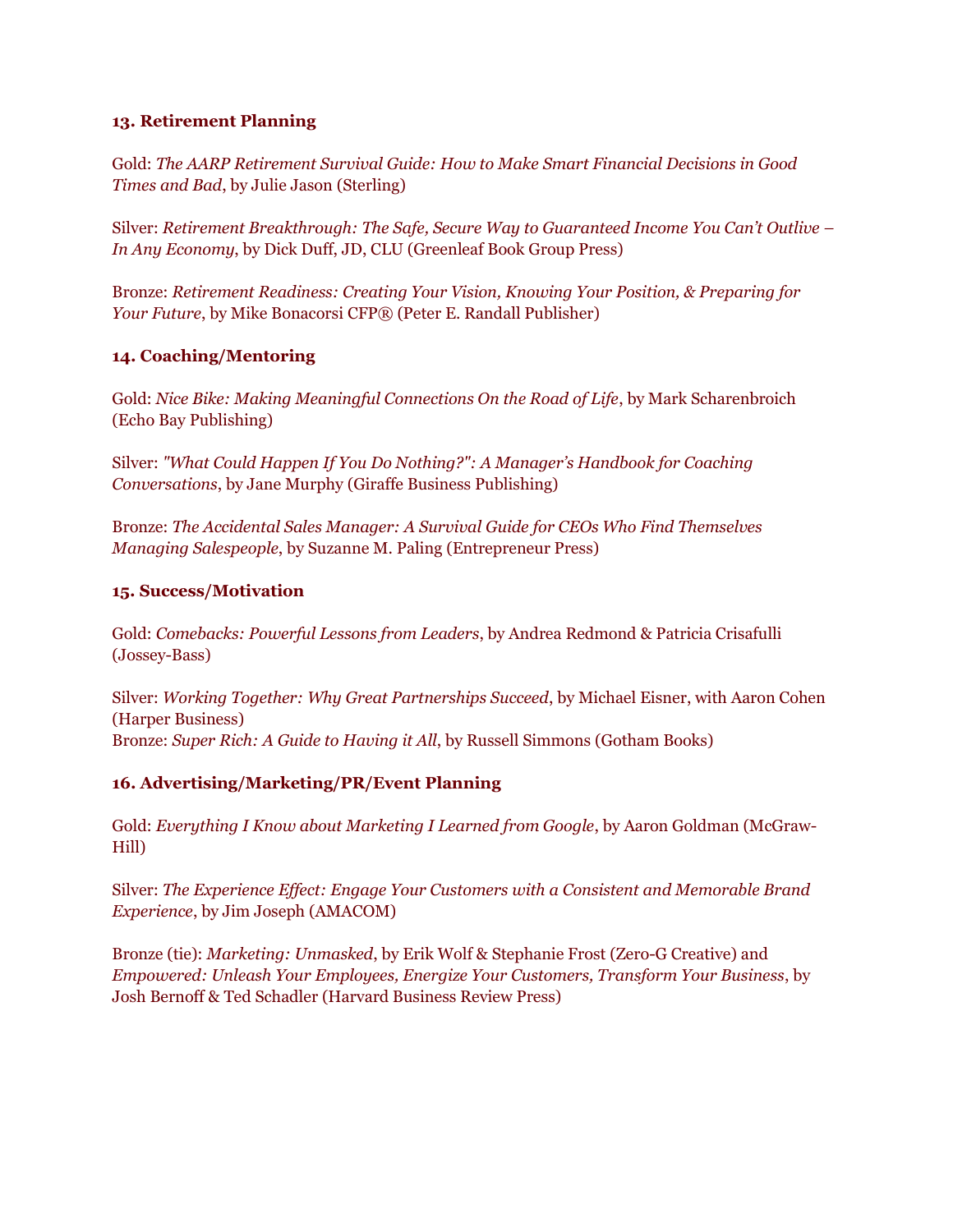**13. Retirement Planning**

Gold: *The AARP Retirement Survival Guide: How to Make Smart Financial Decisions in Good Times and Bad*, by Julie Jason (Sterling)

Silver: *Retirement Breakthrough: The Safe, Secure Way to Guaranteed Income You Can't Outlive – In Any Economy*, by Dick Duff, JD, CLU (Greenleaf Book Group Press)

Bronze: *Retirement Readiness: Creating Your Vision, Knowing Your Position, & Preparing for Your Future*, by Mike Bonacorsi CFP® (Peter E. Randall Publisher)

**14. Coaching/Mentoring**

Gold: *Nice Bike: Making Meaningful Connections On the Road of Life*, by Mark Scharenbroich (Echo Bay Publishing)

Silver: *"What Could Happen If You Do Nothing?": A Manager's Handbook for Coaching Conversations*, by Jane Murphy (Giraffe Business Publishing)

Bronze: *The Accidental Sales Manager: A Survival Guide for CEOs Who Find Themselves Managing Salespeople*, by Suzanne M. Paling (Entrepreneur Press)

**15. Success/Motivation**

Gold: *Comebacks: Powerful Lessons from Leaders*, by Andrea Redmond & Patricia Crisafulli (Jossey-Bass)

Silver: *Working Together: Why Great Partnerships Succeed*, by Michael Eisner, with Aaron Cohen (Harper Business)
Bronze: *Super Rich: A Guide to Having it All*, by Russell Simmons (Gotham Books)

**16. Advertising/Marketing/PR/Event Planning**

Gold: *Everything I Know about Marketing I Learned from Google*, by Aaron Goldman (McGraw-Hill)

Silver: *The Experience Effect: Engage Your Customers with a Consistent and Memorable Brand Experience*, by Jim Joseph (AMACOM)

Bronze (tie): *Marketing: Unmasked*, by Erik Wolf & Stephanie Frost (Zero-G Creative) and *Empowered: Unleash Your Employees, Energize Your Customers, Transform Your Business*, by Josh Bernoff & Ted Schadler (Harvard Business Review Press)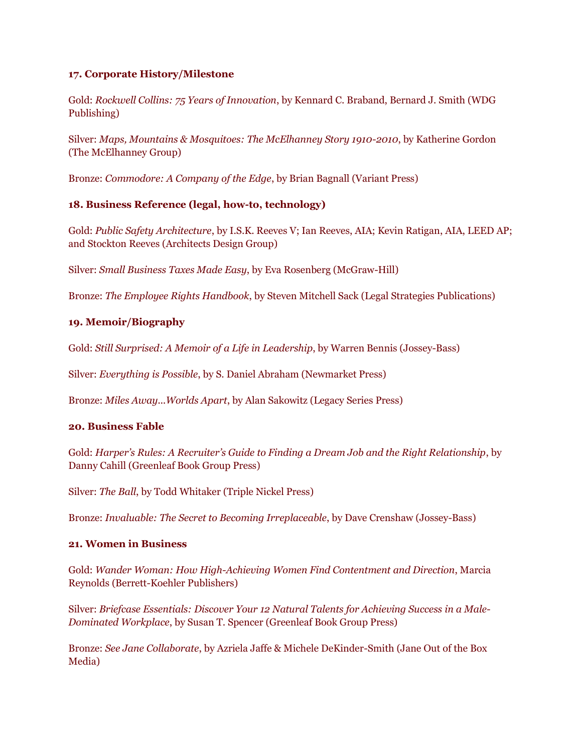**17. Corporate History/Milestone**

Gold: *Rockwell Collins: 75 Years of Innovation*, by Kennard C. Braband, Bernard J. Smith (WDG Publishing)

Silver: *Maps, Mountains & Mosquitoes: The McElhanney Story 1910-2010*, by Katherine Gordon (The McElhanney Group)

Bronze: *Commodore: A Company of the Edge*, by Brian Bagnall (Variant Press)

**18. Business Reference (legal, how-to, technology)**

Gold: *Public Safety Architecture*, by I.S.K. Reeves V; Ian Reeves, AIA; Kevin Ratigan, AIA, LEED AP; and Stockton Reeves (Architects Design Group)

Silver: *Small Business Taxes Made Easy*, by Eva Rosenberg (McGraw-Hill)

Bronze: *The Employee Rights Handbook*, by Steven Mitchell Sack (Legal Strategies Publications)

**19. Memoir/Biography**

Gold: *Still Surprised: A Memoir of a Life in Leadership*, by Warren Bennis (Jossey-Bass)

Silver: *Everything is Possible*, by S. Daniel Abraham (Newmarket Press)

Bronze: *Miles Away…Worlds Apart*, by Alan Sakowitz (Legacy Series Press)

**20. Business Fable**

Gold: *Harper's Rules: A Recruiter's Guide to Finding a Dream Job and the Right Relationship*, by Danny Cahill (Greenleaf Book Group Press)

Silver: *The Ball*, by Todd Whitaker (Triple Nickel Press)

Bronze: *Invaluable: The Secret to Becoming Irreplaceable*, by Dave Crenshaw (Jossey-Bass)

**21. Women in Business**

Gold: *Wander Woman: How High-Achieving Women Find Contentment and Direction*, Marcia Reynolds (Berrett-Koehler Publishers)

Silver: *Briefcase Essentials: Discover Your 12 Natural Talents for Achieving Success in a Male-Dominated Workplace*, by Susan T. Spencer (Greenleaf Book Group Press)

Bronze: *See Jane Collaborate*, by Azriela Jaffe & Michele DeKinder-Smith (Jane Out of the Box Media)